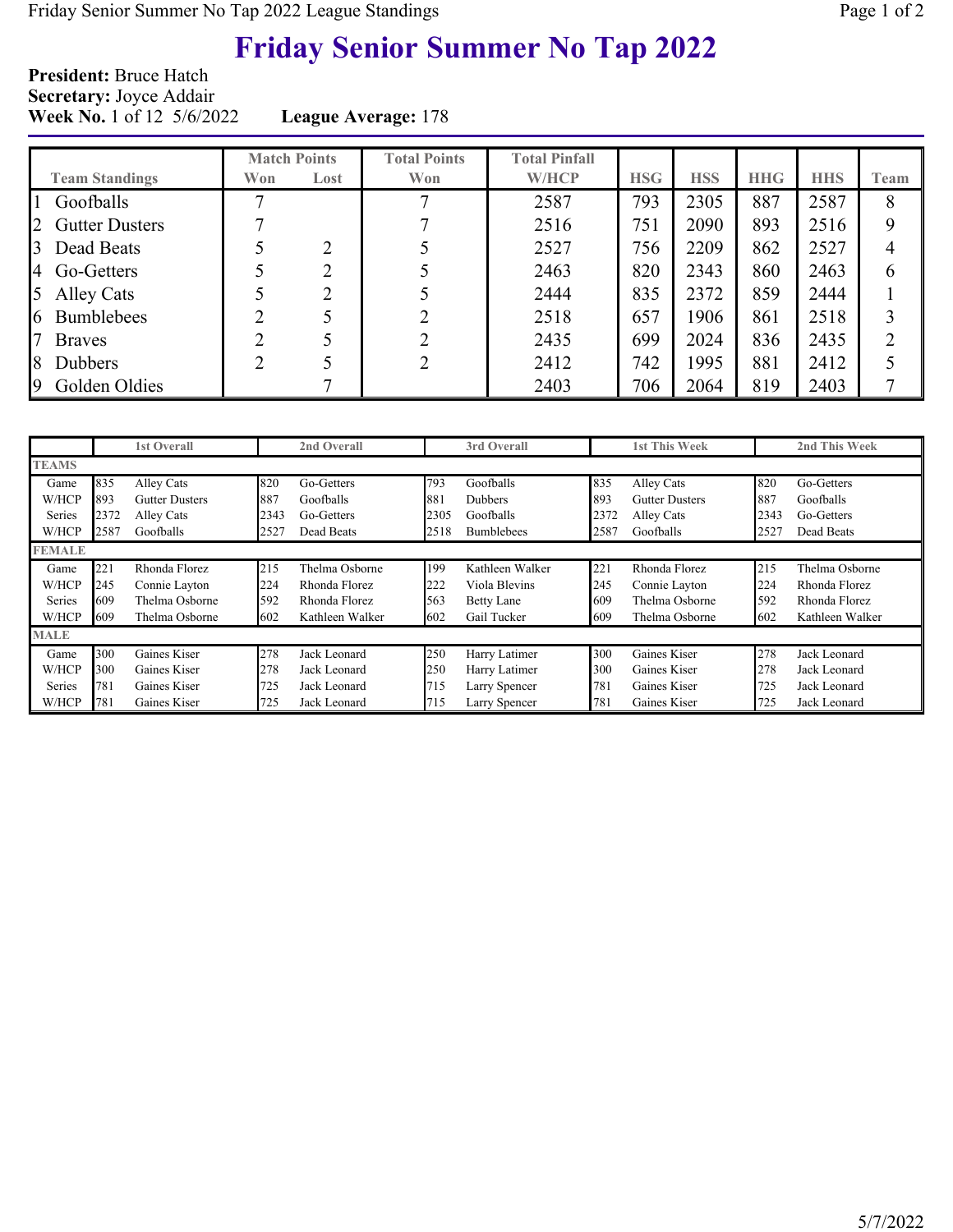# Friday Senior Summer No Tap 2022

**President:** Bruce Hatch
**Secretary:** Joyce Addair
**Week No.** 1 of 12 5/6/2022 **League Average:** 178

| Team Standings | Match Points Won | Match Points Lost | Total Points Won | Total Pinfall W/HCP | HSG | HSS | HHG | HHS | Team |
|---|---|---|---|---|---|---|---|---|---|
| 1 Goofballs | 7 | | 7 | 2587 | 793 | 2305 | 887 | 2587 | 8 |
| 2 Gutter Dusters | 7 | | 7 | 2516 | 751 | 2090 | 893 | 2516 | 9 |
| 3 Dead Beats | 5 | 2 | 5 | 2527 | 756 | 2209 | 862 | 2527 | 4 |
| 4 Go-Getters | 5 | 2 | 5 | 2463 | 820 | 2343 | 860 | 2463 | 6 |
| 5 Alley Cats | 5 | 2 | 5 | 2444 | 835 | 2372 | 859 | 2444 | 1 |
| 6 Bumblebees | 2 | 5 | 2 | 2518 | 657 | 1906 | 861 | 2518 | 3 |
| 7 Braves | 2 | 5 | 2 | 2435 | 699 | 2024 | 836 | 2435 | 2 |
| 8 Dubbers | 2 | 5 | 2 | 2412 | 742 | 1995 | 881 | 2412 | 5 |
| 9 Golden Oldies | | 7 | | 2403 | 706 | 2064 | 819 | 2403 | 7 |

| | 1st Overall | | 2nd Overall | | 3rd Overall | | 1st This Week | | 2nd This Week | |
|---|---|---|---|---|---|---|---|---|---|---|
| **TEAMS** | | | | | | | | | | |
| Game | 835 | Alley Cats | 820 | Go-Getters | 793 | Goofballs | 835 | Alley Cats | 820 | Go-Getters |
| W/HCP | 893 | Gutter Dusters | 887 | Goofballs | 881 | Dubbers | 893 | Gutter Dusters | 887 | Goofballs |
| Series | 2372 | Alley Cats | 2343 | Go-Getters | 2305 | Goofballs | 2372 | Alley Cats | 2343 | Go-Getters |
| W/HCP | 2587 | Goofballs | 2527 | Dead Beats | 2518 | Bumblebees | 2587 | Goofballs | 2527 | Dead Beats |
| **FEMALE** | | | | | | | | | | |
| Game | 221 | Rhonda Florez | 215 | Thelma Osborne | 199 | Kathleen Walker | 221 | Rhonda Florez | 215 | Thelma Osborne |
| W/HCP | 245 | Connie Layton | 224 | Rhonda Florez | 222 | Viola Blevins | 245 | Connie Layton | 224 | Rhonda Florez |
| Series | 609 | Thelma Osborne | 592 | Rhonda Florez | 563 | Betty Lane | 609 | Thelma Osborne | 592 | Rhonda Florez |
| W/HCP | 609 | Thelma Osborne | 602 | Kathleen Walker | 602 | Gail Tucker | 609 | Thelma Osborne | 602 | Kathleen Walker |
| **MALE** | | | | | | | | | | |
| Game | 300 | Gaines Kiser | 278 | Jack Leonard | 250 | Harry Latimer | 300 | Gaines Kiser | 278 | Jack Leonard |
| W/HCP | 300 | Gaines Kiser | 278 | Jack Leonard | 250 | Harry Latimer | 300 | Gaines Kiser | 278 | Jack Leonard |
| Series | 781 | Gaines Kiser | 725 | Jack Leonard | 715 | Larry Spencer | 781 | Gaines Kiser | 725 | Jack Leonard |
| W/HCP | 781 | Gaines Kiser | 725 | Jack Leonard | 715 | Larry Spencer | 781 | Gaines Kiser | 725 | Jack Leonard |

5/7/2022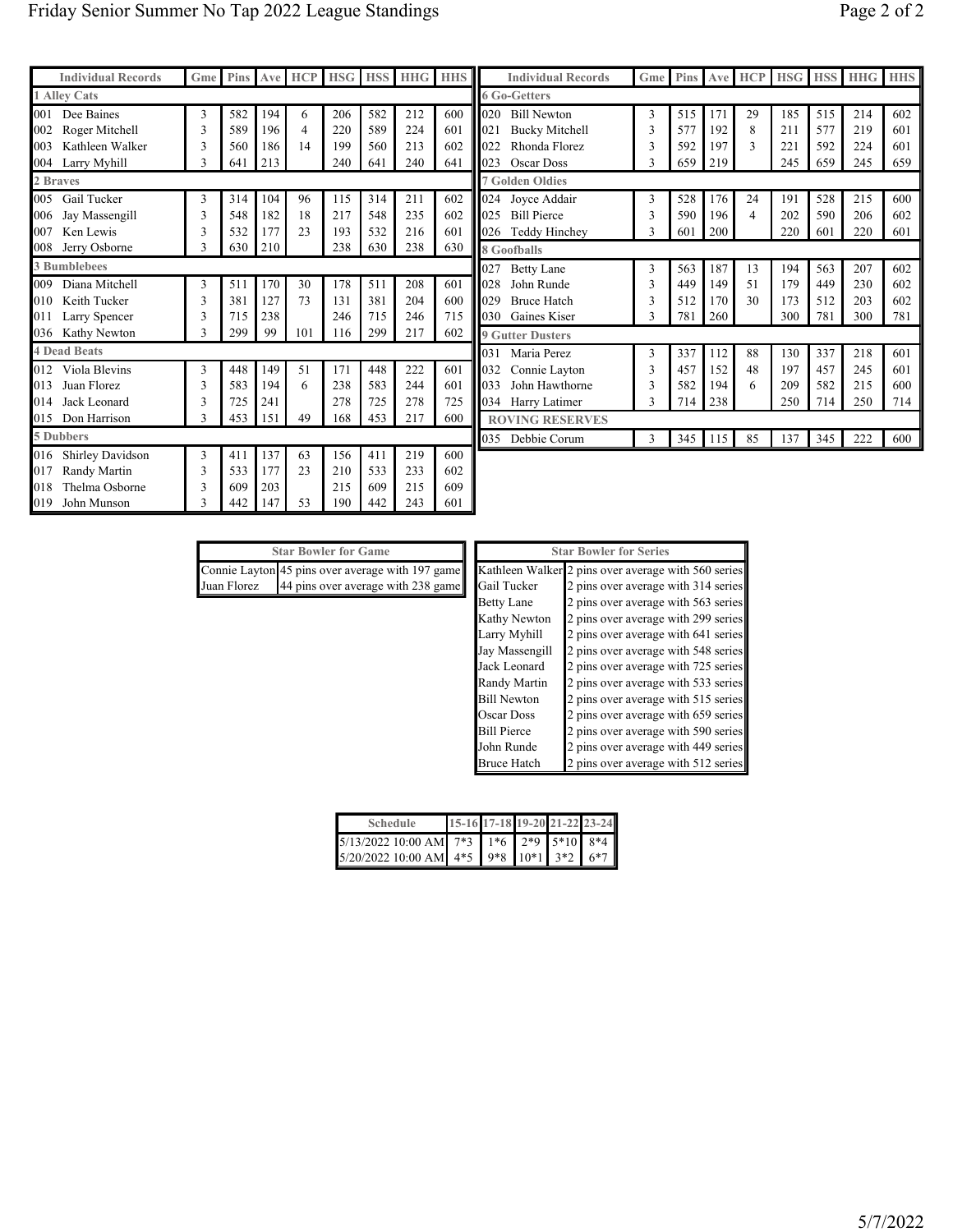# Friday Senior Summer No Tap 2022 League Standings

| Individual Records | Gme | Pins | Ave | HCP | HSG | HSS | HHG | HHS |
|---|---|---|---|---|---|---|---|---|
| **1 Alley Cats** | | | | | | | | |
| 001 Dee Baines | 3 | 582 | 194 | 6 | 206 | 582 | 212 | 600 |
| 002 Roger Mitchell | 3 | 589 | 196 | 4 | 220 | 589 | 224 | 601 |
| 003 Kathleen Walker | 3 | 560 | 186 | 14 | 199 | 560 | 213 | 602 |
| 004 Larry Myhill | 3 | 641 | 213 | | 240 | 641 | 240 | 641 |
| **2 Braves** | | | | | | | | |
| 005 Gail Tucker | 3 | 314 | 104 | 96 | 115 | 314 | 211 | 602 |
| 006 Jay Massengill | 3 | 548 | 182 | 18 | 217 | 548 | 235 | 602 |
| 007 Ken Lewis | 3 | 532 | 177 | 23 | 193 | 532 | 216 | 601 |
| 008 Jerry Osborne | 3 | 630 | 210 | | 238 | 630 | 238 | 630 |
| **3 Bumblebees** | | | | | | | | |
| 009 Diana Mitchell | 3 | 511 | 170 | 30 | 178 | 511 | 208 | 601 |
| 010 Keith Tucker | 3 | 381 | 127 | 73 | 131 | 381 | 204 | 600 |
| 011 Larry Spencer | 3 | 715 | 238 | | 246 | 715 | 246 | 715 |
| 036 Kathy Newton | 3 | 299 | 99 | 101 | 116 | 299 | 217 | 602 |
| **4 Dead Beats** | | | | | | | | |
| 012 Viola Blevins | 3 | 448 | 149 | 51 | 171 | 448 | 222 | 601 |
| 013 Juan Florez | 3 | 583 | 194 | 6 | 238 | 583 | 244 | 601 |
| 014 Jack Leonard | 3 | 725 | 241 | | 278 | 725 | 278 | 725 |
| 015 Don Harrison | 3 | 453 | 151 | 49 | 168 | 453 | 217 | 600 |
| **5 Dubbers** | | | | | | | | |
| 016 Shirley Davidson | 3 | 411 | 137 | 63 | 156 | 411 | 219 | 600 |
| 017 Randy Martin | 3 | 533 | 177 | 23 | 210 | 533 | 233 | 602 |
| 018 Thelma Osborne | 3 | 609 | 203 | | 215 | 609 | 215 | 609 |
| 019 John Munson | 3 | 442 | 147 | 53 | 190 | 442 | 243 | 601 |
| **6 Go-Getters** | | | | | | | | |
| 020 Bill Newton | 3 | 515 | 171 | 29 | 185 | 515 | 214 | 602 |
| 021 Bucky Mitchell | 3 | 577 | 192 | 8 | 211 | 577 | 219 | 601 |
| 022 Rhonda Florez | 3 | 592 | 197 | 3 | 221 | 592 | 224 | 601 |
| 023 Oscar Doss | 3 | 659 | 219 | | 245 | 659 | 245 | 659 |
| **7 Golden Oldies** | | | | | | | | |
| 024 Joyce Addair | 3 | 528 | 176 | 24 | 191 | 528 | 215 | 600 |
| 025 Bill Pierce | 3 | 590 | 196 | 4 | 202 | 590 | 206 | 602 |
| 026 Teddy Hinchey | 3 | 601 | 200 | | 220 | 601 | 220 | 601 |
| **8 Goofballs** | | | | | | | | |
| 027 Betty Lane | 3 | 563 | 187 | 13 | 194 | 563 | 207 | 602 |
| 028 John Runde | 3 | 449 | 149 | 51 | 179 | 449 | 230 | 602 |
| 029 Bruce Hatch | 3 | 512 | 170 | 30 | 173 | 512 | 203 | 602 |
| 030 Gaines Kiser | 3 | 781 | 260 | | 300 | 781 | 300 | 781 |
| **9 Gutter Dusters** | | | | | | | | |
| 031 Maria Perez | 3 | 337 | 112 | 88 | 130 | 337 | 218 | 601 |
| 032 Connie Layton | 3 | 457 | 152 | 48 | 197 | 457 | 245 | 601 |
| 033 John Hawthorne | 3 | 582 | 194 | 6 | 209 | 582 | 215 | 600 |
| 034 Harry Latimer | 3 | 714 | 238 | | 250 | 714 | 250 | 714 |
| **ROVING RESERVES** | | | | | | | | |
| 035 Debbie Corum | 3 | 345 | 115 | 85 | 137 | 345 | 222 | 600 |

| Star Bowler for Game | |
|---|---|
| Connie Layton | 45 pins over average with 197 game |
| Juan Florez | 44 pins over average with 238 game |

| Star Bowler for Series | |
|---|---|
| Kathleen Walker | 2 pins over average with 560 series |
| Gail Tucker | 2 pins over average with 314 series |
| Betty Lane | 2 pins over average with 563 series |
| Kathy Newton | 2 pins over average with 299 series |
| Larry Myhill | 2 pins over average with 641 series |
| Jay Massengill | 2 pins over average with 548 series |
| Jack Leonard | 2 pins over average with 725 series |
| Randy Martin | 2 pins over average with 533 series |
| Bill Newton | 2 pins over average with 515 series |
| Oscar Doss | 2 pins over average with 659 series |
| Bill Pierce | 2 pins over average with 590 series |
| John Runde | 2 pins over average with 449 series |
| Bruce Hatch | 2 pins over average with 512 series |

| Schedule | 15-16 | 17-18 | 19-20 | 21-22 | 23-24 |
|---|---|---|---|---|---|
| 5/13/2022 10:00 AM | 7*3 | 1*6 | 2*9 | 5*10 | 8*4 |
| 5/20/2022 10:00 AM | 4*5 | 9*8 | 10*1 | 3*2 | 6*7 |

5/7/2022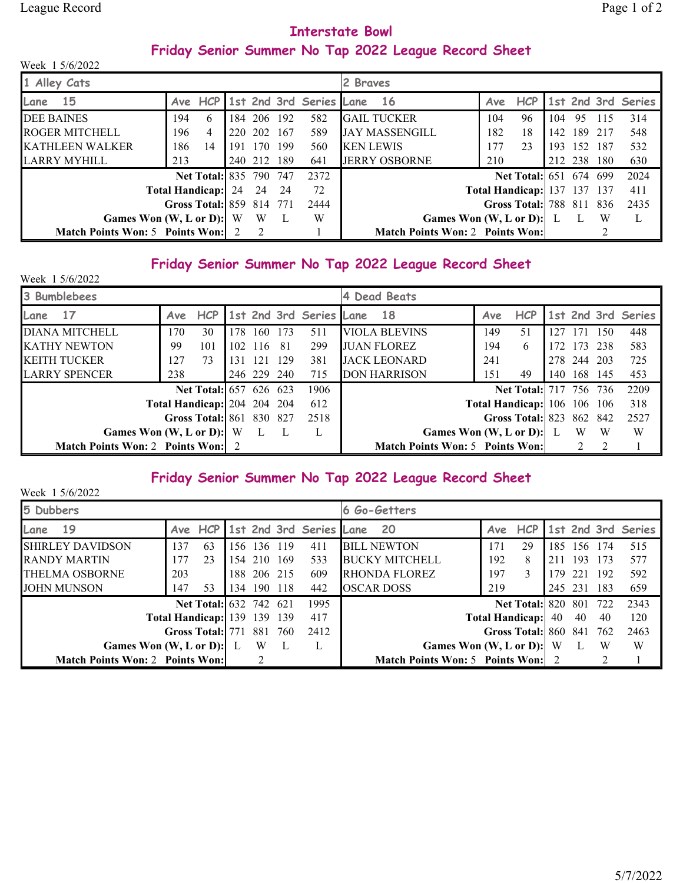# Interstate Bowl

## Friday Senior Summer No Tap 2022 League Record Sheet

Week 1 5/6/2022

| 1 Alley Cats | | | | | | | 2 Braves | | | | | | |
|---|---|---|---|---|---|---|---|---|---|---|---|---|---|
| Lane 15 | Ave | HCP | 1st | 2nd | 3rd | Series | Lane 16 | Ave | HCP | 1st | 2nd | 3rd | Series |
| DEE BAINES | 194 | 6 | 184 | 206 | 192 | 582 | GAIL TUCKER | 104 | 96 | 104 | 95 | 115 | 314 |
| ROGER MITCHELL | 196 | 4 | 220 | 202 | 167 | 589 | JAY MASSENGILL | 182 | 18 | 142 | 189 | 217 | 548 |
| KATHLEEN WALKER | 186 | 14 | 191 | 170 | 199 | 560 | KEN LEWIS | 177 | 23 | 193 | 152 | 187 | 532 |
| LARRY MYHILL | 213 | | 240 | 212 | 189 | 641 | JERRY OSBORNE | 210 | | 212 | 238 | 180 | 630 |
| | | Net Total: | 835 | 790 | 747 | 2372 | | | Net Total: | 651 | 674 | 699 | 2024 |
| | | Total Handicap: | 24 | 24 | 24 | 72 | | | Total Handicap: | 137 | 137 | 137 | 411 |
| | | Gross Total: | 859 | 814 | 771 | 2444 | | | Gross Total: | 788 | 811 | 836 | 2435 |
| | | Games Won (W, L or D): | W | W | L | W | | | Games Won (W, L or D): | L | L | W | L |
| Match Points Won: 5 | | Points Won: | 2 | 2 | | 1 | Match Points Won: 2 | | Points Won: | | | 2 | |

## Friday Senior Summer No Tap 2022 League Record Sheet

Week 1 5/6/2022

| 3 Bumblebees | | | | | | | 4 Dead Beats | | | | | | |
|---|---|---|---|---|---|---|---|---|---|---|---|---|---|
| Lane 17 | Ave | HCP | 1st | 2nd | 3rd | Series | Lane 18 | Ave | HCP | 1st | 2nd | 3rd | Series |
| DIANA MITCHELL | 170 | 30 | 178 | 160 | 173 | 511 | VIOLA BLEVINS | 149 | 51 | 127 | 171 | 150 | 448 |
| KATHY NEWTON | 99 | 101 | 102 | 116 | 81 | 299 | JUAN FLOREZ | 194 | 6 | 172 | 173 | 238 | 583 |
| KEITH TUCKER | 127 | 73 | 131 | 121 | 129 | 381 | JACK LEONARD | 241 | | 278 | 244 | 203 | 725 |
| LARRY SPENCER | 238 | | 246 | 229 | 240 | 715 | DON HARRISON | 151 | 49 | 140 | 168 | 145 | 453 |
| | | Net Total: | 657 | 626 | 623 | 1906 | | | Net Total: | 717 | 756 | 736 | 2209 |
| | | Total Handicap: | 204 | 204 | 204 | 612 | | | Total Handicap: | 106 | 106 | 106 | 318 |
| | | Gross Total: | 861 | 830 | 827 | 2518 | | | Gross Total: | 823 | 862 | 842 | 2527 |
| | | Games Won (W, L or D): | W | L | L | L | | | Games Won (W, L or D): | L | W | W | W |
| Match Points Won: 2 | | Points Won: | 2 | | | | Match Points Won: 5 | | Points Won: | | 2 | 2 | 1 |

## Friday Senior Summer No Tap 2022 League Record Sheet

Week 1 5/6/2022

| 5 Dubbers | | | | | | | 6 Go-Getters | | | | | | |
|---|---|---|---|---|---|---|---|---|---|---|---|---|---|
| Lane 19 | Ave | HCP | 1st | 2nd | 3rd | Series | Lane 20 | Ave | HCP | 1st | 2nd | 3rd | Series |
| SHIRLEY DAVIDSON | 137 | 63 | 156 | 136 | 119 | 411 | BILL NEWTON | 171 | 29 | 185 | 156 | 174 | 515 |
| RANDY MARTIN | 177 | 23 | 154 | 210 | 169 | 533 | BUCKY MITCHELL | 192 | 8 | 211 | 193 | 173 | 577 |
| THELMA OSBORNE | 203 | | 188 | 206 | 215 | 609 | RHONDA FLOREZ | 197 | 3 | 179 | 221 | 192 | 592 |
| JOHN MUNSON | 147 | 53 | 134 | 190 | 118 | 442 | OSCAR DOSS | 219 | | 245 | 231 | 183 | 659 |
| | | Net Total: | 632 | 742 | 621 | 1995 | | | Net Total: | 820 | 801 | 722 | 2343 |
| | | Total Handicap: | 139 | 139 | 139 | 417 | | | Total Handicap: | 40 | 40 | 40 | 120 |
| | | Gross Total: | 771 | 881 | 760 | 2412 | | | Gross Total: | 860 | 841 | 762 | 2463 |
| | | Games Won (W, L or D): | L | W | L | L | | | Games Won (W, L or D): | W | L | W | W |
| Match Points Won: 2 | | Points Won: | | 2 | | | Match Points Won: 5 | | Points Won: | 2 | | 2 | 1 |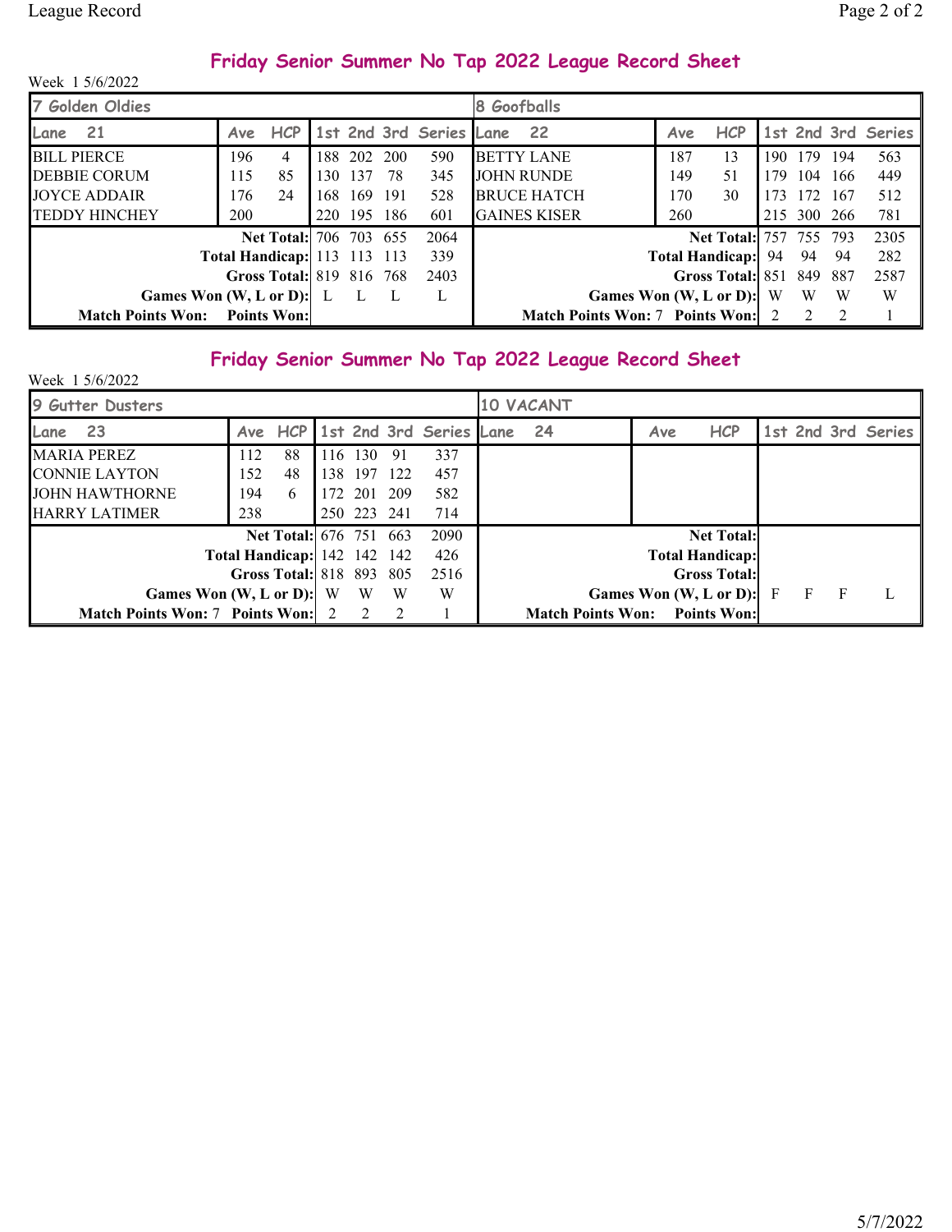## Friday Senior Summer No Tap 2022 League Record Sheet

Week 1 5/6/2022

| 7 Golden Oldies | | | | | | | 8 Goofballs | | | | | | |
|---|---|---|---|---|---|---|---|---|---|---|---|---|---|
| Lane 21 | Ave | HCP | 1st | 2nd | 3rd | Series | Lane 22 | Ave | HCP | 1st | 2nd | 3rd | Series |
| BILL PIERCE | 196 | 4 | 188 | 202 | 200 | 590 | BETTY LANE | 187 | 13 | 190 | 179 | 194 | 563 |
| DEBBIE CORUM | 115 | 85 | 130 | 137 | 78 | 345 | JOHN RUNDE | 149 | 51 | 179 | 104 | 166 | 449 |
| JOYCE ADDAIR | 176 | 24 | 168 | 169 | 191 | 528 | BRUCE HATCH | 170 | 30 | 173 | 172 | 167 | 512 |
| TEDDY HINCHEY | 200 | | 220 | 195 | 186 | 601 | GAINES KISER | 260 | | 215 | 300 | 266 | 781 |
| | | Net Total: | 706 | 703 | 655 | 2064 | | | Net Total: | 757 | 755 | 793 | 2305 |
| | | Total Handicap: | 113 | 113 | 113 | 339 | | | Total Handicap: | 94 | 94 | 94 | 282 |
| | | Gross Total: | 819 | 816 | 768 | 2403 | | | Gross Total: | 851 | 849 | 887 | 2587 |
| | | Games Won (W, L or D): | L | L | L | L | | | Games Won (W, L or D): | W | W | W | W |
| Match Points Won: | | Points Won: | | | | | Match Points Won: 7 | | Points Won: | 2 | 2 | 2 | 1 |

## Friday Senior Summer No Tap 2022 League Record Sheet

Week 1 5/6/2022

| 9 Gutter Dusters | | | | | | | 10 VACANT | | | | | | |
|---|---|---|---|---|---|---|---|---|---|---|---|---|---|
| Lane 23 | Ave | HCP | 1st | 2nd | 3rd | Series | Lane 24 | Ave | HCP | 1st | 2nd | 3rd | Series |
| MARIA PEREZ | 112 | 88 | 116 | 130 | 91 | 337 | | | | | | | |
| CONNIE LAYTON | 152 | 48 | 138 | 197 | 122 | 457 | | | | | | | |
| JOHN HAWTHORNE | 194 | 6 | 172 | 201 | 209 | 582 | | | | | | | |
| HARRY LATIMER | 238 | | 250 | 223 | 241 | 714 | | | | | | | |
| | | Net Total: | 676 | 751 | 663 | 2090 | | | Net Total: | | | | |
| | | Total Handicap: | 142 | 142 | 142 | 426 | | | Total Handicap: | | | | |
| | | Gross Total: | 818 | 893 | 805 | 2516 | | | Gross Total: | | | | |
| | | Games Won (W, L or D): | W | W | W | W | | | Games Won (W, L or D): | F | F | F | L |
| Match Points Won: 7 | | Points Won: | 2 | 2 | 2 | 1 | Match Points Won: | | Points Won: | | | | |